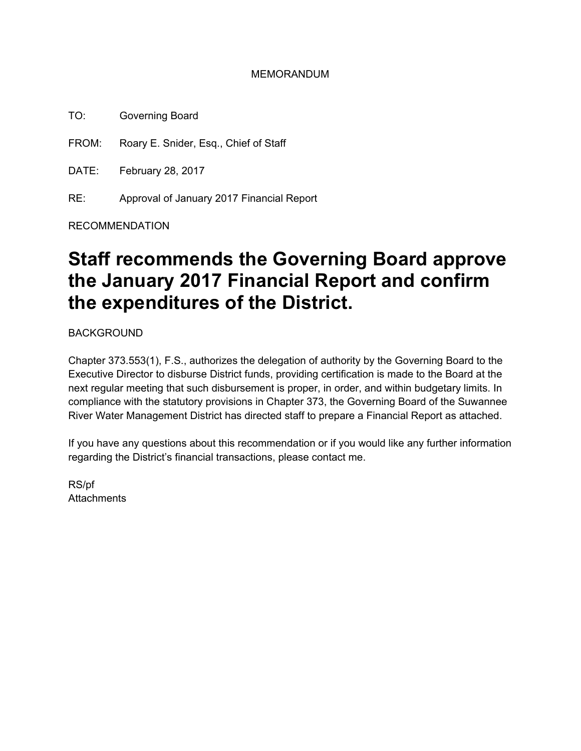MEMORANDUM

TO: Governing Board

FROM: Roary E. Snider, Esq., Chief of Staff

DATE: February 28, 2017

RE: Approval of January 2017 Financial Report

RECOMMENDATION

# Staff recommends the Governing Board approve the January 2017 Financial Report and confirm the expenditures of the District.

BACKGROUND

Chapter 373.553(1), F.S., authorizes the delegation of authority by the Governing Board to the Executive Director to disburse District funds, providing certification is made to the Board at the next regular meeting that such disbursement is proper, in order, and within budgetary limits. In compliance with the statutory provisions in Chapter 373, the Governing Board of the Suwannee River Water Management District has directed staff to prepare a Financial Report as attached.

If you have any questions about this recommendation or if you would like any further information regarding the District's financial transactions, please contact me.

RS/pf
Attachments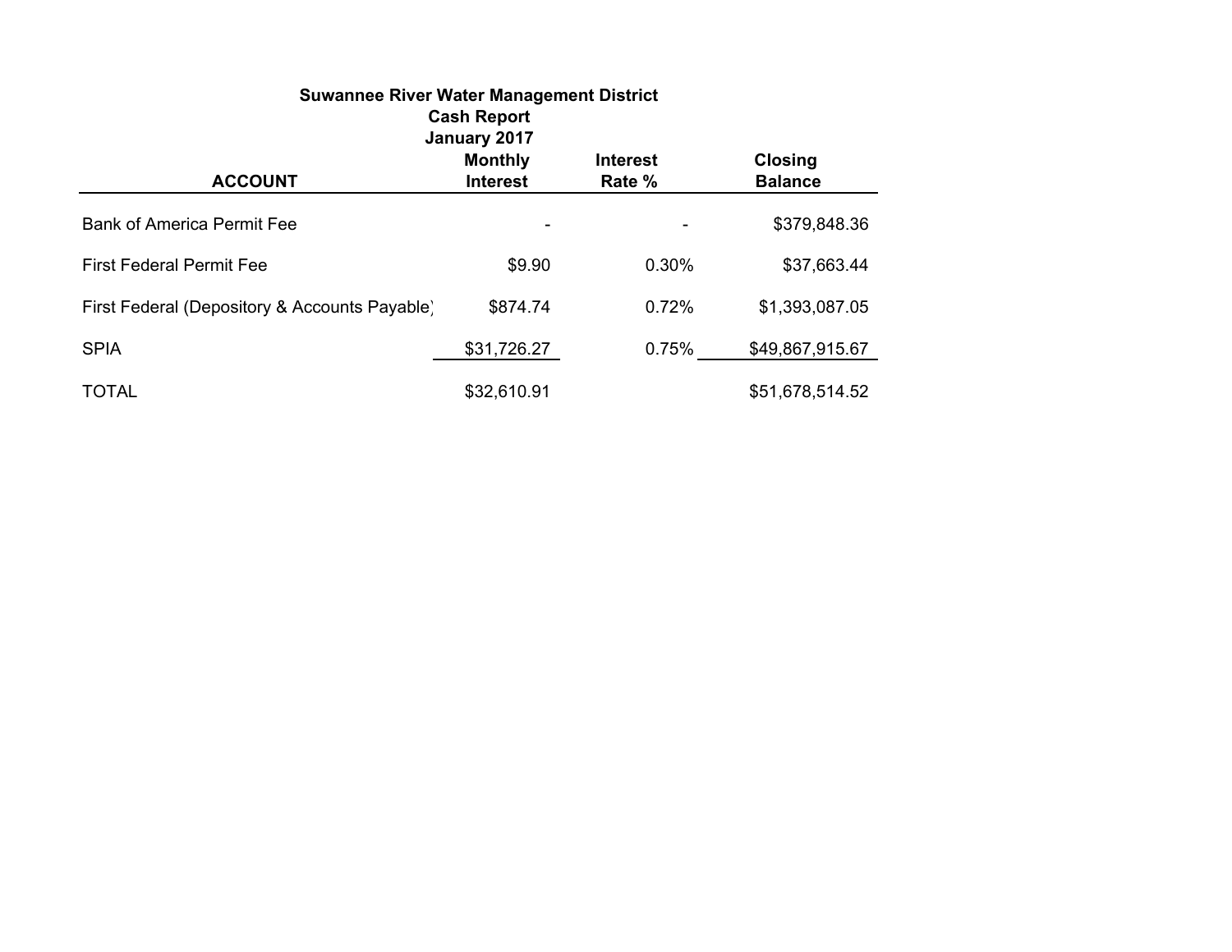**Suwannee River Water Management District**
**Cash Report**
**January 2017**

| ACCOUNT | Monthly Interest | Interest Rate % | Closing Balance |
|---|---|---|---|
| Bank of America Permit Fee | - | - | $379,848.36 |
| First Federal Permit Fee | $9.90 | 0.30% | $37,663.44 |
| First Federal (Depository & Accounts Payable) | $874.74 | 0.72% | $1,393,087.05 |
| SPIA | $31,726.27 | 0.75% | $49,867,915.67 |
| TOTAL | $32,610.91 | | $51,678,514.52 |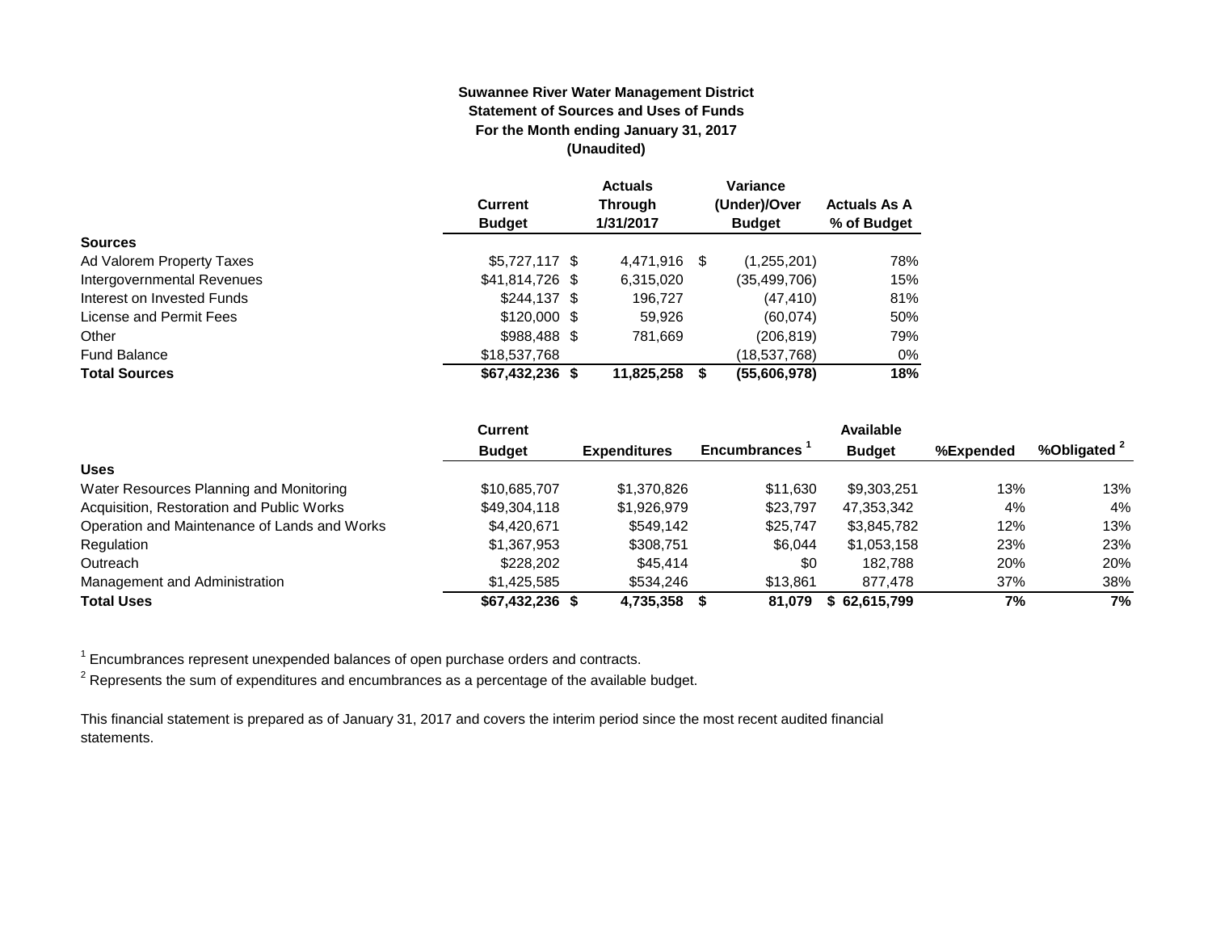**Suwannee River Water Management District**
**Statement of Sources and Uses of Funds**
**For the Month ending January 31, 2017**
**(Unaudited)**

| | Current Budget | Actuals Through 1/31/2017 | Variance (Under)/Over Budget | Actuals As A % of Budget |
|---|---|---|---|---|
| **Sources** | | | | |
| Ad Valorem Property Taxes | $5,727,117 | $ 4,471,916 | $ (1,255,201) | 78% |
| Intergovernmental Revenues | $41,814,726 | $ 6,315,020 | (35,499,706) | 15% |
| Interest on Invested Funds | $244,137 | $ 196,727 | (47,410) | 81% |
| License and Permit Fees | $120,000 | $ 59,926 | (60,074) | 50% |
| Other | $988,488 | $ 781,669 | (206,819) | 79% |
| Fund Balance | $18,537,768 | | (18,537,768) | 0% |
| **Total Sources** | **$67,432,236** | **$ 11,825,258** | **$ (55,606,978)** | **18%** |

| | Current Budget | Expenditures | Encumbrances [1] | Available Budget | %Expended | %Obligated [2] |
|---|---|---|---|---|---|---|
| **Uses** | | | | | | |
| Water Resources Planning and Monitoring | $10,685,707 | $1,370,826 | $11,630 | $9,303,251 | 13% | 13% |
| Acquisition, Restoration and Public Works | $49,304,118 | $1,926,979 | $23,797 | 47,353,342 | 4% | 4% |
| Operation and Maintenance of Lands and Works | $4,420,671 | $549,142 | $25,747 | $3,845,782 | 12% | 13% |
| Regulation | $1,367,953 | $308,751 | $6,044 | $1,053,158 | 23% | 23% |
| Outreach | $228,202 | $45,414 | $0 | 182,788 | 20% | 20% |
| Management and Administration | $1,425,585 | $534,246 | $13,861 | 877,478 | 37% | 38% |
| **Total Uses** | **$67,432,236** | **$ 4,735,358** | **$ 81,079** | **$ 62,615,799** | **7%** | **7%** |

[1] Encumbrances represent unexpended balances of open purchase orders and contracts.

[2] Represents the sum of expenditures and encumbrances as a percentage of the available budget.

This financial statement is prepared as of January 31, 2017 and covers the interim period since the most recent audited financial statements.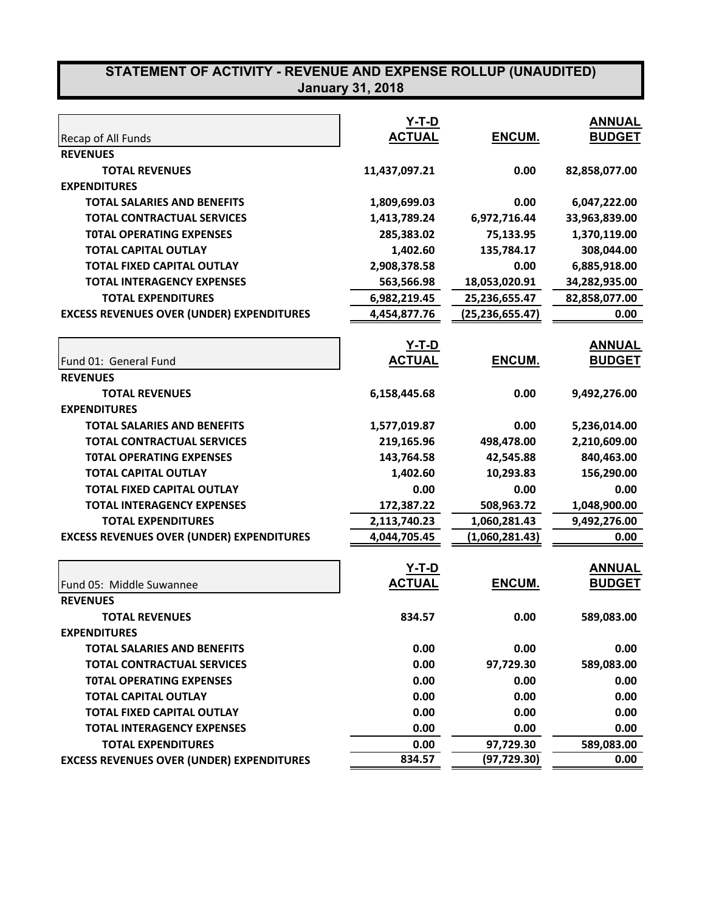# STATEMENT OF ACTIVITY - REVENUE AND EXPENSE ROLLUP (UNAUDITED)
## January 31, 2018

| Recap of All Funds | Y-T-D ACTUAL | ENCUM. | ANNUAL BUDGET |
|---|---|---|---|
| **REVENUES** | | | |
| **TOTAL REVENUES** | 11,437,097.21 | 0.00 | 82,858,077.00 |
| **EXPENDITURES** | | | |
| **TOTAL SALARIES AND BENEFITS** | 1,809,699.03 | 0.00 | 6,047,222.00 |
| **TOTAL CONTRACTUAL SERVICES** | 1,413,789.24 | 6,972,716.44 | 33,963,839.00 |
| **T0TAL OPERATING EXPENSES** | 285,383.02 | 75,133.95 | 1,370,119.00 |
| **TOTAL CAPITAL OUTLAY** | 1,402.60 | 135,784.17 | 308,044.00 |
| **TOTAL FIXED CAPITAL OUTLAY** | 2,908,378.58 | 0.00 | 6,885,918.00 |
| **TOTAL INTERAGENCY EXPENSES** | 563,566.98 | 18,053,020.91 | 34,282,935.00 |
| **TOTAL EXPENDITURES** | 6,982,219.45 | 25,236,655.47 | 82,858,077.00 |
| **EXCESS REVENUES OVER (UNDER) EXPENDITURES** | 4,454,877.76 | (25,236,655.47) | 0.00 |

| Fund 01: General Fund | Y-T-D ACTUAL | ENCUM. | ANNUAL BUDGET |
|---|---|---|---|
| **REVENUES** | | | |
| **TOTAL REVENUES** | 6,158,445.68 | 0.00 | 9,492,276.00 |
| **EXPENDITURES** | | | |
| **TOTAL SALARIES AND BENEFITS** | 1,577,019.87 | 0.00 | 5,236,014.00 |
| **TOTAL CONTRACTUAL SERVICES** | 219,165.96 | 498,478.00 | 2,210,609.00 |
| **T0TAL OPERATING EXPENSES** | 143,764.58 | 42,545.88 | 840,463.00 |
| **TOTAL CAPITAL OUTLAY** | 1,402.60 | 10,293.83 | 156,290.00 |
| **TOTAL FIXED CAPITAL OUTLAY** | 0.00 | 0.00 | 0.00 |
| **TOTAL INTERAGENCY EXPENSES** | 172,387.22 | 508,963.72 | 1,048,900.00 |
| **TOTAL EXPENDITURES** | 2,113,740.23 | 1,060,281.43 | 9,492,276.00 |
| **EXCESS REVENUES OVER (UNDER) EXPENDITURES** | 4,044,705.45 | (1,060,281.43) | 0.00 |

| Fund 05: Middle Suwannee | Y-T-D ACTUAL | ENCUM. | ANNUAL BUDGET |
|---|---|---|---|
| **REVENUES** | | | |
| **TOTAL REVENUES** | 834.57 | 0.00 | 589,083.00 |
| **EXPENDITURES** | | | |
| **TOTAL SALARIES AND BENEFITS** | 0.00 | 0.00 | 0.00 |
| **TOTAL CONTRACTUAL SERVICES** | 0.00 | 97,729.30 | 589,083.00 |
| **T0TAL OPERATING EXPENSES** | 0.00 | 0.00 | 0.00 |
| **TOTAL CAPITAL OUTLAY** | 0.00 | 0.00 | 0.00 |
| **TOTAL FIXED CAPITAL OUTLAY** | 0.00 | 0.00 | 0.00 |
| **TOTAL INTERAGENCY EXPENSES** | 0.00 | 0.00 | 0.00 |
| **TOTAL EXPENDITURES** | 0.00 | 97,729.30 | 589,083.00 |
| **EXCESS REVENUES OVER (UNDER) EXPENDITURES** | 834.57 | (97,729.30) | 0.00 |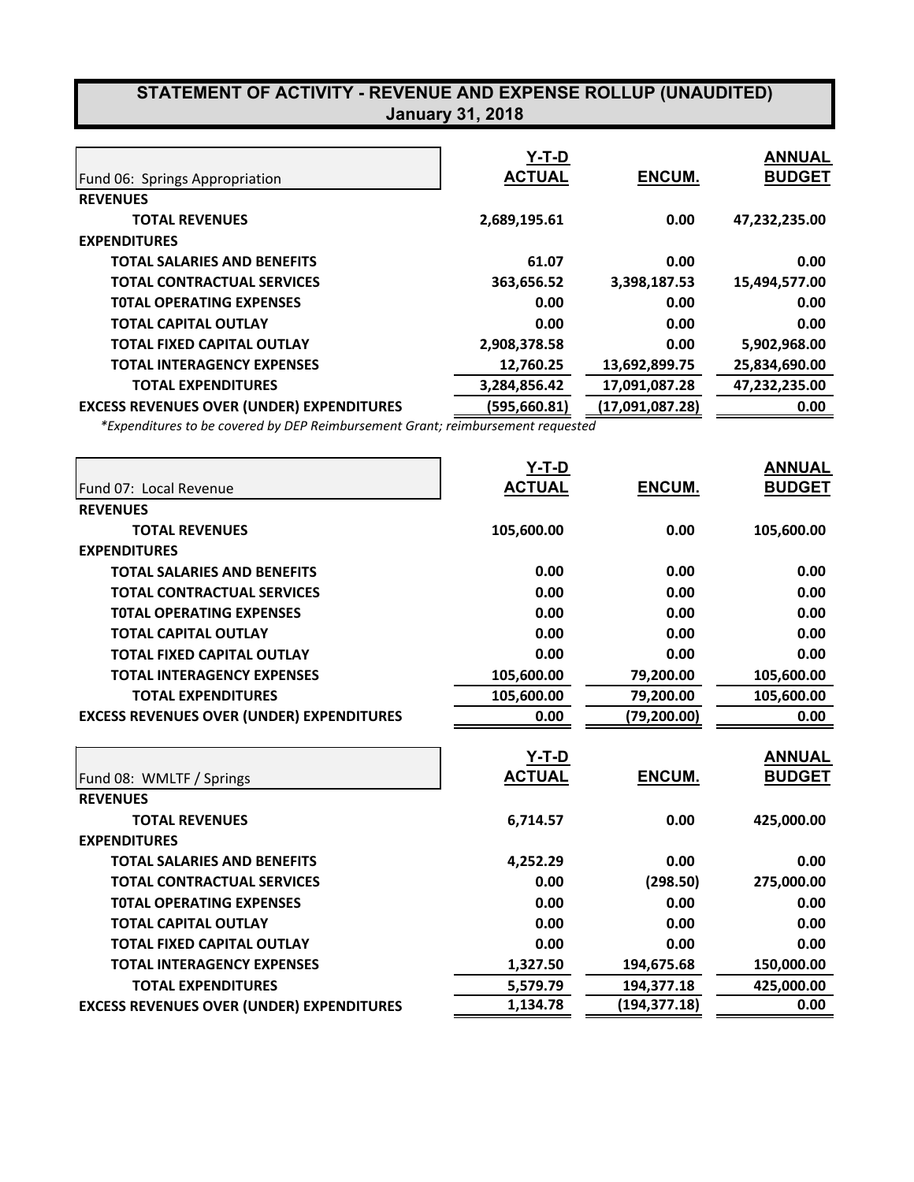## STATEMENT OF ACTIVITY - REVENUE AND EXPENSE ROLLUP (UNAUDITED)
## January 31, 2018

| Fund 06: Springs Appropriation | Y-T-D ACTUAL | ENCUM. | ANNUAL BUDGET |
|---|---|---|---|
| **REVENUES** | | | |
| **TOTAL REVENUES** | **2,689,195.61** | **0.00** | **47,232,235.00** |
| **EXPENDITURES** | | | |
| **TOTAL SALARIES AND BENEFITS** | **61.07** | **0.00** | **0.00** |
| **TOTAL CONTRACTUAL SERVICES** | **363,656.52** | **3,398,187.53** | **15,494,577.00** |
| **T0TAL OPERATING EXPENSES** | **0.00** | **0.00** | **0.00** |
| **TOTAL CAPITAL OUTLAY** | **0.00** | **0.00** | **0.00** |
| **TOTAL FIXED CAPITAL OUTLAY** | **2,908,378.58** | **0.00** | **5,902,968.00** |
| **TOTAL INTERAGENCY EXPENSES** | **12,760.25** | **13,692,899.75** | **25,834,690.00** |
| **TOTAL EXPENDITURES** | **3,284,856.42** | **17,091,087.28** | **47,232,235.00** |
| **EXCESS REVENUES OVER (UNDER) EXPENDITURES** | **(595,660.81)** | **(17,091,087.28)** | **0.00** |

*\*Expenditures to be covered by DEP Reimbursement Grant; reimbursement requested*

| Fund 07: Local Revenue | Y-T-D ACTUAL | ENCUM. | ANNUAL BUDGET |
|---|---|---|---|
| **REVENUES** | | | |
| **TOTAL REVENUES** | **105,600.00** | **0.00** | **105,600.00** |
| **EXPENDITURES** | | | |
| **TOTAL SALARIES AND BENEFITS** | **0.00** | **0.00** | **0.00** |
| **TOTAL CONTRACTUAL SERVICES** | **0.00** | **0.00** | **0.00** |
| **T0TAL OPERATING EXPENSES** | **0.00** | **0.00** | **0.00** |
| **TOTAL CAPITAL OUTLAY** | **0.00** | **0.00** | **0.00** |
| **TOTAL FIXED CAPITAL OUTLAY** | **0.00** | **0.00** | **0.00** |
| **TOTAL INTERAGENCY EXPENSES** | **105,600.00** | **79,200.00** | **105,600.00** |
| **TOTAL EXPENDITURES** | **105,600.00** | **79,200.00** | **105,600.00** |
| **EXCESS REVENUES OVER (UNDER) EXPENDITURES** | **0.00** | **(79,200.00)** | **0.00** |

| Fund 08: WMLTF / Springs | Y-T-D ACTUAL | ENCUM. | ANNUAL BUDGET |
|---|---|---|---|
| **REVENUES** | | | |
| **TOTAL REVENUES** | **6,714.57** | **0.00** | **425,000.00** |
| **EXPENDITURES** | | | |
| **TOTAL SALARIES AND BENEFITS** | **4,252.29** | **0.00** | **0.00** |
| **TOTAL CONTRACTUAL SERVICES** | **0.00** | **(298.50)** | **275,000.00** |
| **T0TAL OPERATING EXPENSES** | **0.00** | **0.00** | **0.00** |
| **TOTAL CAPITAL OUTLAY** | **0.00** | **0.00** | **0.00** |
| **TOTAL FIXED CAPITAL OUTLAY** | **0.00** | **0.00** | **0.00** |
| **TOTAL INTERAGENCY EXPENSES** | **1,327.50** | **194,675.68** | **150,000.00** |
| **TOTAL EXPENDITURES** | **5,579.79** | **194,377.18** | **425,000.00** |
| **EXCESS REVENUES OVER (UNDER) EXPENDITURES** | **1,134.78** | **(194,377.18)** | **0.00** |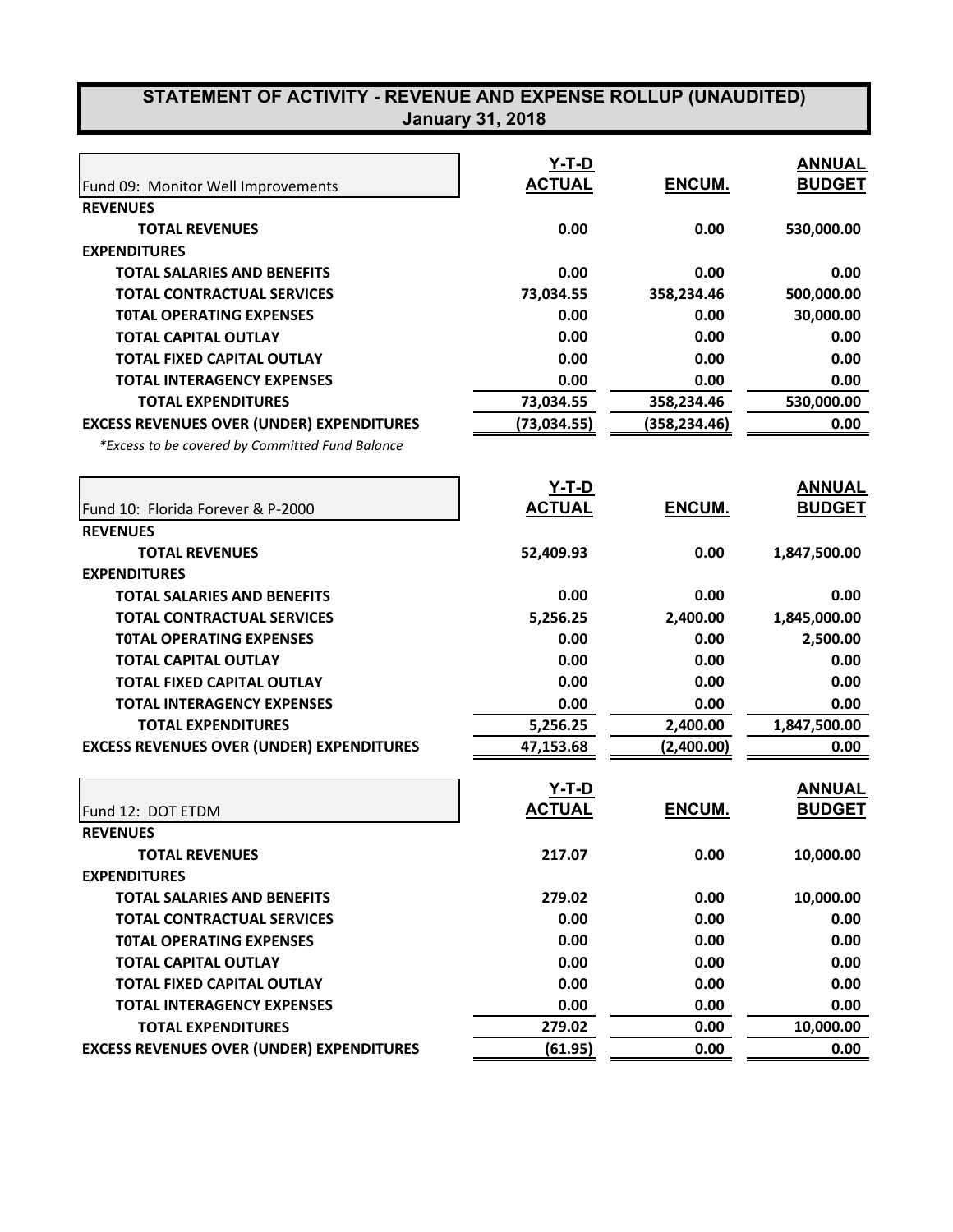# STATEMENT OF ACTIVITY - REVENUE AND EXPENSE ROLLUP (UNAUDITED)
## January 31, 2018

| Fund 09: Monitor Well Improvements | Y-T-D ACTUAL | ENCUM. | ANNUAL BUDGET |
|---|---|---|---|
| **REVENUES** | | | |
| **TOTAL REVENUES** | **0.00** | **0.00** | **530,000.00** |
| **EXPENDITURES** | | | |
| **TOTAL SALARIES AND BENEFITS** | **0.00** | **0.00** | **0.00** |
| **TOTAL CONTRACTUAL SERVICES** | **73,034.55** | **358,234.46** | **500,000.00** |
| **T0TAL OPERATING EXPENSES** | **0.00** | **0.00** | **30,000.00** |
| **TOTAL CAPITAL OUTLAY** | **0.00** | **0.00** | **0.00** |
| **TOTAL FIXED CAPITAL OUTLAY** | **0.00** | **0.00** | **0.00** |
| **TOTAL INTERAGENCY EXPENSES** | **0.00** | **0.00** | **0.00** |
| **TOTAL EXPENDITURES** | **73,034.55** | **358,234.46** | **530,000.00** |
| **EXCESS REVENUES OVER (UNDER) EXPENDITURES** | **(73,034.55)** | **(358,234.46)** | **0.00** |

*\*Excess to be covered by Committed Fund Balance*

| Fund 10: Florida Forever & P-2000 | Y-T-D ACTUAL | ENCUM. | ANNUAL BUDGET |
|---|---|---|---|
| **REVENUES** | | | |
| **TOTAL REVENUES** | **52,409.93** | **0.00** | **1,847,500.00** |
| **EXPENDITURES** | | | |
| **TOTAL SALARIES AND BENEFITS** | **0.00** | **0.00** | **0.00** |
| **TOTAL CONTRACTUAL SERVICES** | **5,256.25** | **2,400.00** | **1,845,000.00** |
| **T0TAL OPERATING EXPENSES** | **0.00** | **0.00** | **2,500.00** |
| **TOTAL CAPITAL OUTLAY** | **0.00** | **0.00** | **0.00** |
| **TOTAL FIXED CAPITAL OUTLAY** | **0.00** | **0.00** | **0.00** |
| **TOTAL INTERAGENCY EXPENSES** | **0.00** | **0.00** | **0.00** |
| **TOTAL EXPENDITURES** | **5,256.25** | **2,400.00** | **1,847,500.00** |
| **EXCESS REVENUES OVER (UNDER) EXPENDITURES** | **47,153.68** | **(2,400.00)** | **0.00** |

| Fund 12: DOT ETDM | Y-T-D ACTUAL | ENCUM. | ANNUAL BUDGET |
|---|---|---|---|
| **REVENUES** | | | |
| **TOTAL REVENUES** | **217.07** | **0.00** | **10,000.00** |
| **EXPENDITURES** | | | |
| **TOTAL SALARIES AND BENEFITS** | **279.02** | **0.00** | **10,000.00** |
| **TOTAL CONTRACTUAL SERVICES** | **0.00** | **0.00** | **0.00** |
| **T0TAL OPERATING EXPENSES** | **0.00** | **0.00** | **0.00** |
| **TOTAL CAPITAL OUTLAY** | **0.00** | **0.00** | **0.00** |
| **TOTAL FIXED CAPITAL OUTLAY** | **0.00** | **0.00** | **0.00** |
| **TOTAL INTERAGENCY EXPENSES** | **0.00** | **0.00** | **0.00** |
| **TOTAL EXPENDITURES** | **279.02** | **0.00** | **10,000.00** |
| **EXCESS REVENUES OVER (UNDER) EXPENDITURES** | **(61.95)** | **0.00** | **0.00** |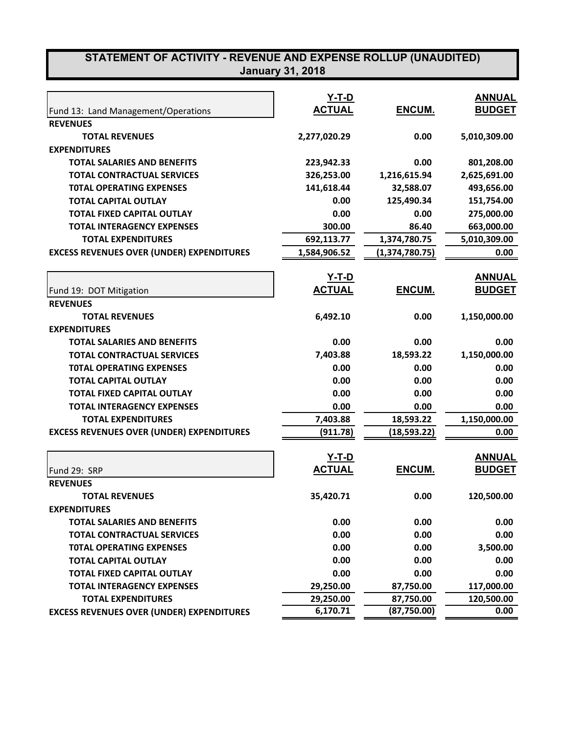# STATEMENT OF ACTIVITY - REVENUE AND EXPENSE ROLLUP (UNAUDITED)
## January 31, 2018

| Fund 13: Land Management/Operations | Y-T-D ACTUAL | ENCUM. | ANNUAL BUDGET |
|---|---|---|---|
| **REVENUES** | | | |
| **TOTAL REVENUES** | 2,277,020.29 | 0.00 | 5,010,309.00 |
| **EXPENDITURES** | | | |
| **TOTAL SALARIES AND BENEFITS** | 223,942.33 | 0.00 | 801,208.00 |
| **TOTAL CONTRACTUAL SERVICES** | 326,253.00 | 1,216,615.94 | 2,625,691.00 |
| **T0TAL OPERATING EXPENSES** | 141,618.44 | 32,588.07 | 493,656.00 |
| **TOTAL CAPITAL OUTLAY** | 0.00 | 125,490.34 | 151,754.00 |
| **TOTAL FIXED CAPITAL OUTLAY** | 0.00 | 0.00 | 275,000.00 |
| **TOTAL INTERAGENCY EXPENSES** | 300.00 | 86.40 | 663,000.00 |
| **TOTAL EXPENDITURES** | 692,113.77 | 1,374,780.75 | 5,010,309.00 |
| **EXCESS REVENUES OVER (UNDER) EXPENDITURES** | 1,584,906.52 | (1,374,780.75) | 0.00 |

| Fund 19: DOT Mitigation | Y-T-D ACTUAL | ENCUM. | ANNUAL BUDGET |
|---|---|---|---|
| **REVENUES** | | | |
| **TOTAL REVENUES** | 6,492.10 | 0.00 | 1,150,000.00 |
| **EXPENDITURES** | | | |
| **TOTAL SALARIES AND BENEFITS** | 0.00 | 0.00 | 0.00 |
| **TOTAL CONTRACTUAL SERVICES** | 7,403.88 | 18,593.22 | 1,150,000.00 |
| **T0TAL OPERATING EXPENSES** | 0.00 | 0.00 | 0.00 |
| **TOTAL CAPITAL OUTLAY** | 0.00 | 0.00 | 0.00 |
| **TOTAL FIXED CAPITAL OUTLAY** | 0.00 | 0.00 | 0.00 |
| **TOTAL INTERAGENCY EXPENSES** | 0.00 | 0.00 | 0.00 |
| **TOTAL EXPENDITURES** | 7,403.88 | 18,593.22 | 1,150,000.00 |
| **EXCESS REVENUES OVER (UNDER) EXPENDITURES** | (911.78) | (18,593.22) | 0.00 |

| Fund 29: SRP | Y-T-D ACTUAL | ENCUM. | ANNUAL BUDGET |
|---|---|---|---|
| **REVENUES** | | | |
| **TOTAL REVENUES** | 35,420.71 | 0.00 | 120,500.00 |
| **EXPENDITURES** | | | |
| **TOTAL SALARIES AND BENEFITS** | 0.00 | 0.00 | 0.00 |
| **TOTAL CONTRACTUAL SERVICES** | 0.00 | 0.00 | 0.00 |
| **T0TAL OPERATING EXPENSES** | 0.00 | 0.00 | 3,500.00 |
| **TOTAL CAPITAL OUTLAY** | 0.00 | 0.00 | 0.00 |
| **TOTAL FIXED CAPITAL OUTLAY** | 0.00 | 0.00 | 0.00 |
| **TOTAL INTERAGENCY EXPENSES** | 29,250.00 | 87,750.00 | 117,000.00 |
| **TOTAL EXPENDITURES** | 29,250.00 | 87,750.00 | 120,500.00 |
| **EXCESS REVENUES OVER (UNDER) EXPENDITURES** | 6,170.71 | (87,750.00) | 0.00 |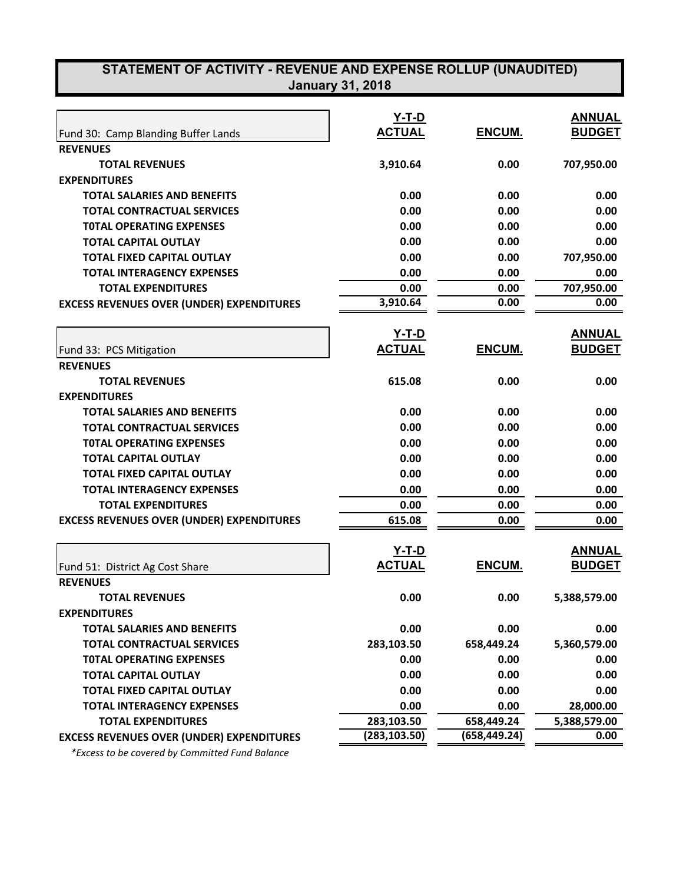# STATEMENT OF ACTIVITY - REVENUE AND EXPENSE ROLLUP (UNAUDITED)
## January 31, 2018

| Fund 30: Camp Blanding Buffer Lands | Y-T-D ACTUAL | ENCUM. | ANNUAL BUDGET |
|---|---|---|---|
| **REVENUES** | | | |
| **TOTAL REVENUES** | 3,910.64 | 0.00 | 707,950.00 |
| **EXPENDITURES** | | | |
| **TOTAL SALARIES AND BENEFITS** | 0.00 | 0.00 | 0.00 |
| **TOTAL CONTRACTUAL SERVICES** | 0.00 | 0.00 | 0.00 |
| **T0TAL OPERATING EXPENSES** | 0.00 | 0.00 | 0.00 |
| **TOTAL CAPITAL OUTLAY** | 0.00 | 0.00 | 0.00 |
| **TOTAL FIXED CAPITAL OUTLAY** | 0.00 | 0.00 | 707,950.00 |
| **TOTAL INTERAGENCY EXPENSES** | 0.00 | 0.00 | 0.00 |
| **TOTAL EXPENDITURES** | 0.00 | 0.00 | 707,950.00 |
| **EXCESS REVENUES OVER (UNDER) EXPENDITURES** | 3,910.64 | 0.00 | 0.00 |

| Fund 33: PCS Mitigation | Y-T-D ACTUAL | ENCUM. | ANNUAL BUDGET |
|---|---|---|---|
| **REVENUES** | | | |
| **TOTAL REVENUES** | 615.08 | 0.00 | 0.00 |
| **EXPENDITURES** | | | |
| **TOTAL SALARIES AND BENEFITS** | 0.00 | 0.00 | 0.00 |
| **TOTAL CONTRACTUAL SERVICES** | 0.00 | 0.00 | 0.00 |
| **T0TAL OPERATING EXPENSES** | 0.00 | 0.00 | 0.00 |
| **TOTAL CAPITAL OUTLAY** | 0.00 | 0.00 | 0.00 |
| **TOTAL FIXED CAPITAL OUTLAY** | 0.00 | 0.00 | 0.00 |
| **TOTAL INTERAGENCY EXPENSES** | 0.00 | 0.00 | 0.00 |
| **TOTAL EXPENDITURES** | 0.00 | 0.00 | 0.00 |
| **EXCESS REVENUES OVER (UNDER) EXPENDITURES** | 615.08 | 0.00 | 0.00 |

| Fund 51: District Ag Cost Share | Y-T-D ACTUAL | ENCUM. | ANNUAL BUDGET |
|---|---|---|---|
| **REVENUES** | | | |
| **TOTAL REVENUES** | 0.00 | 0.00 | 5,388,579.00 |
| **EXPENDITURES** | | | |
| **TOTAL SALARIES AND BENEFITS** | 0.00 | 0.00 | 0.00 |
| **TOTAL CONTRACTUAL SERVICES** | 283,103.50 | 658,449.24 | 5,360,579.00 |
| **T0TAL OPERATING EXPENSES** | 0.00 | 0.00 | 0.00 |
| **TOTAL CAPITAL OUTLAY** | 0.00 | 0.00 | 0.00 |
| **TOTAL FIXED CAPITAL OUTLAY** | 0.00 | 0.00 | 0.00 |
| **TOTAL INTERAGENCY EXPENSES** | 0.00 | 0.00 | 28,000.00 |
| **TOTAL EXPENDITURES** | 283,103.50 | 658,449.24 | 5,388,579.00 |
| **EXCESS REVENUES OVER (UNDER) EXPENDITURES** | (283,103.50) | (658,449.24) | 0.00 |

*\*Excess to be covered by Committed Fund Balance*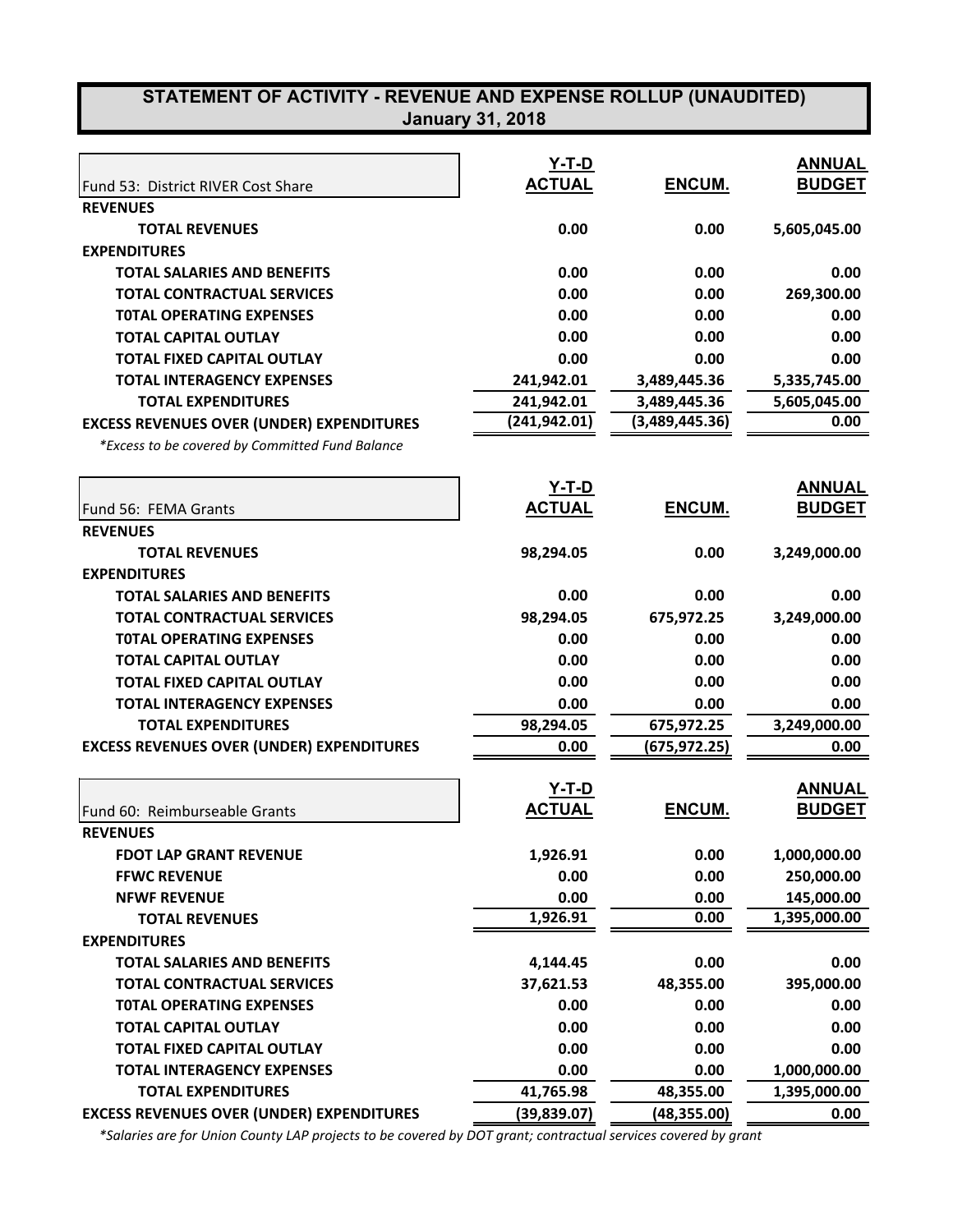# STATEMENT OF ACTIVITY - REVENUE AND EXPENSE ROLLUP (UNAUDITED)
## January 31, 2018

| Fund 53: District RIVER Cost Share | Y-T-D ACTUAL | ENCUM. | ANNUAL BUDGET |
|---|---|---|---|
| **REVENUES** | | | |
| **TOTAL REVENUES** | 0.00 | 0.00 | 5,605,045.00 |
| **EXPENDITURES** | | | |
| **TOTAL SALARIES AND BENEFITS** | 0.00 | 0.00 | 0.00 |
| **TOTAL CONTRACTUAL SERVICES** | 0.00 | 0.00 | 269,300.00 |
| **T0TAL OPERATING EXPENSES** | 0.00 | 0.00 | 0.00 |
| **TOTAL CAPITAL OUTLAY** | 0.00 | 0.00 | 0.00 |
| **TOTAL FIXED CAPITAL OUTLAY** | 0.00 | 0.00 | 0.00 |
| **TOTAL INTERAGENCY EXPENSES** | 241,942.01 | 3,489,445.36 | 5,335,745.00 |
| **TOTAL EXPENDITURES** | 241,942.01 | 3,489,445.36 | 5,605,045.00 |
| **EXCESS REVENUES OVER (UNDER) EXPENDITURES** | (241,942.01) | (3,489,445.36) | 0.00 |

*\*Excess to be covered by Committed Fund Balance*

| Fund 56: FEMA Grants | Y-T-D ACTUAL | ENCUM. | ANNUAL BUDGET |
|---|---|---|---|
| **REVENUES** | | | |
| **TOTAL REVENUES** | 98,294.05 | 0.00 | 3,249,000.00 |
| **EXPENDITURES** | | | |
| **TOTAL SALARIES AND BENEFITS** | 0.00 | 0.00 | 0.00 |
| **TOTAL CONTRACTUAL SERVICES** | 98,294.05 | 675,972.25 | 3,249,000.00 |
| **T0TAL OPERATING EXPENSES** | 0.00 | 0.00 | 0.00 |
| **TOTAL CAPITAL OUTLAY** | 0.00 | 0.00 | 0.00 |
| **TOTAL FIXED CAPITAL OUTLAY** | 0.00 | 0.00 | 0.00 |
| **TOTAL INTERAGENCY EXPENSES** | 0.00 | 0.00 | 0.00 |
| **TOTAL EXPENDITURES** | 98,294.05 | 675,972.25 | 3,249,000.00 |
| **EXCESS REVENUES OVER (UNDER) EXPENDITURES** | 0.00 | (675,972.25) | 0.00 |

| Fund 60: Reimburseable Grants | Y-T-D ACTUAL | ENCUM. | ANNUAL BUDGET |
|---|---|---|---|
| **REVENUES** | | | |
| **FDOT LAP GRANT REVENUE** | 1,926.91 | 0.00 | 1,000,000.00 |
| **FFWC REVENUE** | 0.00 | 0.00 | 250,000.00 |
| **NFWF REVENUE** | 0.00 | 0.00 | 145,000.00 |
| **TOTAL REVENUES** | 1,926.91 | 0.00 | 1,395,000.00 |
| **EXPENDITURES** | | | |
| **TOTAL SALARIES AND BENEFITS** | 4,144.45 | 0.00 | 0.00 |
| **TOTAL CONTRACTUAL SERVICES** | 37,621.53 | 48,355.00 | 395,000.00 |
| **T0TAL OPERATING EXPENSES** | 0.00 | 0.00 | 0.00 |
| **TOTAL CAPITAL OUTLAY** | 0.00 | 0.00 | 0.00 |
| **TOTAL FIXED CAPITAL OUTLAY** | 0.00 | 0.00 | 0.00 |
| **TOTAL INTERAGENCY EXPENSES** | 0.00 | 0.00 | 1,000,000.00 |
| **TOTAL EXPENDITURES** | 41,765.98 | 48,355.00 | 1,395,000.00 |
| **EXCESS REVENUES OVER (UNDER) EXPENDITURES** | (39,839.07) | (48,355.00) | 0.00 |

*\*Salaries are for Union County LAP projects to be covered by DOT grant; contractual services covered by grant*